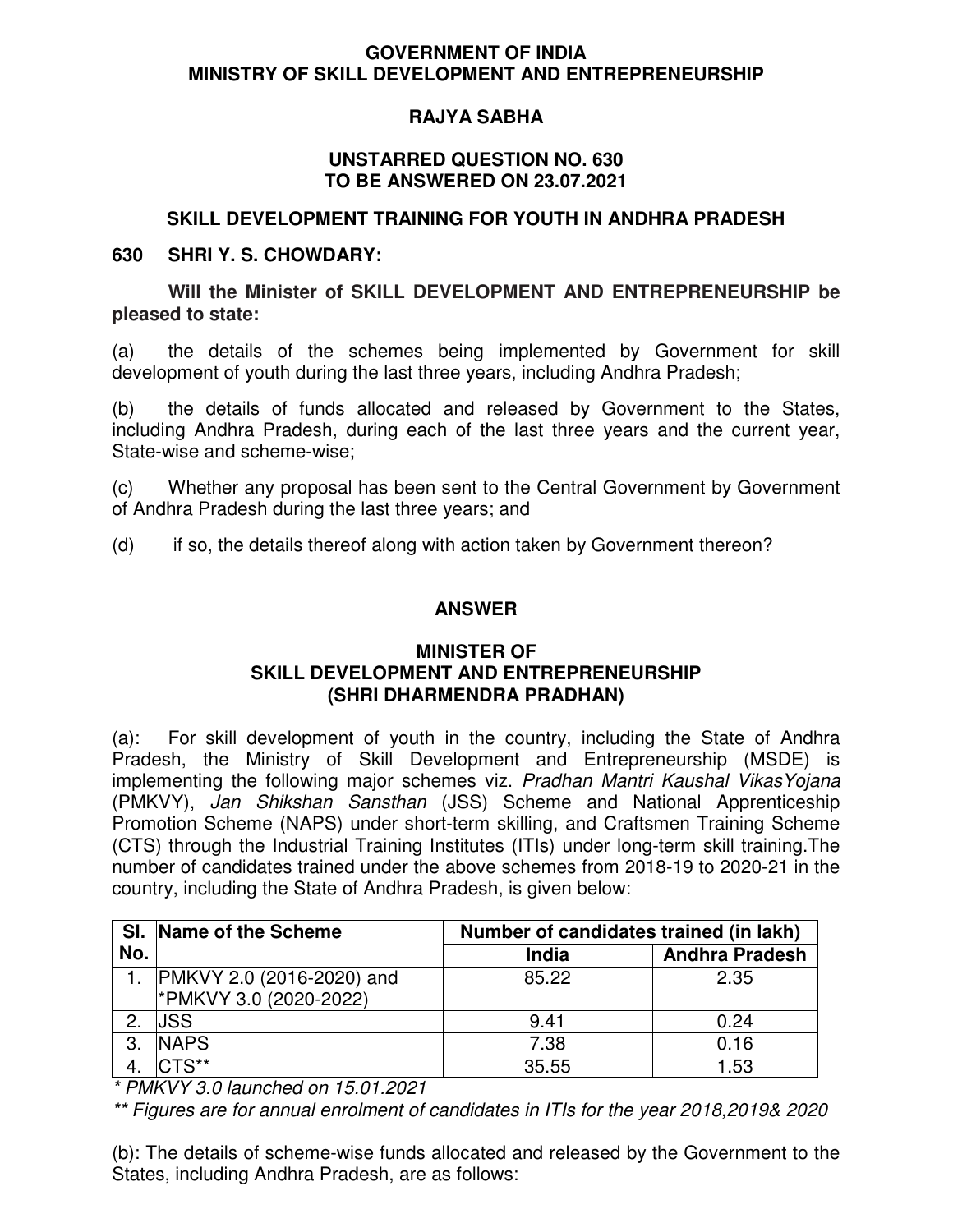**GOVERNMENT OF INDIA**
**MINISTRY OF SKILL DEVELOPMENT AND ENTREPRENEURSHIP**

**RAJYA SABHA**

**UNSTARRED QUESTION NO. 630**
**TO BE ANSWERED ON 23.07.2021**

## SKILL DEVELOPMENT TRAINING FOR YOUTH IN ANDHRA PRADESH

**630 SHRI Y. S. CHOWDARY:**

**Will the Minister of SKILL DEVELOPMENT AND ENTREPRENEURSHIP be pleased to state:**

(a) the details of the schemes being implemented by Government for skill development of youth during the last three years, including Andhra Pradesh;

(b) the details of funds allocated and released by Government to the States, including Andhra Pradesh, during each of the last three years and the current year, State-wise and scheme-wise;

(c) Whether any proposal has been sent to the Central Government by Government of Andhra Pradesh during the last three years; and

(d) if so, the details thereof along with action taken by Government thereon?

## ANSWER

**MINISTER OF**
**SKILL DEVELOPMENT AND ENTREPRENEURSHIP**
**(SHRI DHARMENDRA PRADHAN)**

(a): For skill development of youth in the country, including the State of Andhra Pradesh, the Ministry of Skill Development and Entrepreneurship (MSDE) is implementing the following major schemes viz. *Pradhan Mantri Kaushal VikasYojana* (PMKVY), *Jan Shikshan Sansthan* (JSS) Scheme and National Apprenticeship Promotion Scheme (NAPS) under short-term skilling, and Craftsmen Training Scheme (CTS) through the Industrial Training Institutes (ITIs) under long-term skill training.The number of candidates trained under the above schemes from 2018-19 to 2020-21 in the country, including the State of Andhra Pradesh, is given below:

| Sl. No. | Name of the Scheme | Number of candidates trained (in lakh) | |
|---|---|---|---|
| | | India | Andhra Pradesh |
| 1. | PMKVY 2.0 (2016-2020) and *PMKVY 3.0 (2020-2022) | 85.22 | 2.35 |
| 2. | JSS | 9.41 | 0.24 |
| 3. | NAPS | 7.38 | 0.16 |
| 4. | CTS** | 35.55 | 1.53 |

*\* PMKVY 3.0 launched on 15.01.2021*

*\*\* Figures are for annual enrolment of candidates in ITIs for the year 2018,2019& 2020*

(b): The details of scheme-wise funds allocated and released by the Government to the States, including Andhra Pradesh, are as follows: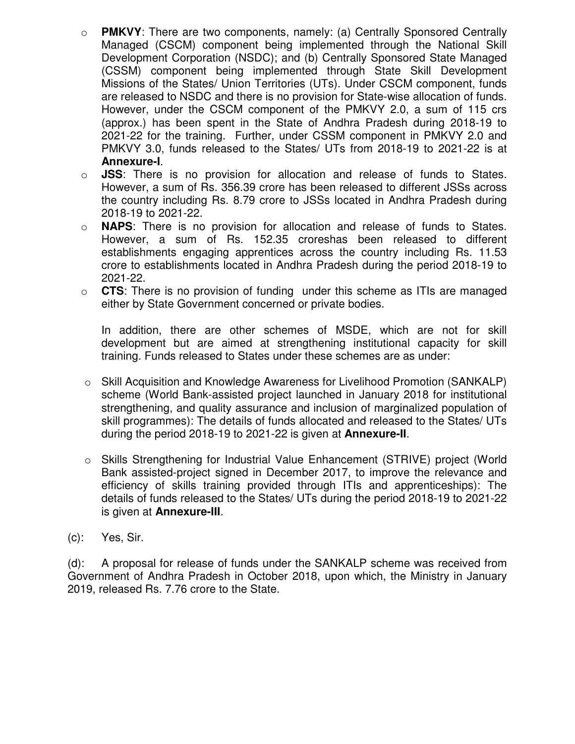- **PMKVY**: There are two components, namely: (a) Centrally Sponsored Centrally Managed (CSCM) component being implemented through the National Skill Development Corporation (NSDC); and (b) Centrally Sponsored State Managed (CSSM) component being implemented through State Skill Development Missions of the States/ Union Territories (UTs). Under CSCM component, funds are released to NSDC and there is no provision for State-wise allocation of funds. However, under the CSCM component of the PMKVY 2.0, a sum of 115 crs (approx.) has been spent in the State of Andhra Pradesh during 2018-19 to 2021-22 for the training. Further, under CSSM component in PMKVY 2.0 and PMKVY 3.0, funds released to the States/ UTs from 2018-19 to 2021-22 is at **Annexure-I**.
- **JSS**: There is no provision for allocation and release of funds to States. However, a sum of Rs. 356.39 crore has been released to different JSSs across the country including Rs. 8.79 crore to JSSs located in Andhra Pradesh during 2018-19 to 2021-22.
- **NAPS**: There is no provision for allocation and release of funds to States. However, a sum of Rs. 152.35 croreshas been released to different establishments engaging apprentices across the country including Rs. 11.53 crore to establishments located in Andhra Pradesh during the period 2018-19 to 2021-22.
- **CTS**: There is no provision of funding under this scheme as ITIs are managed either by State Government concerned or private bodies.

  In addition, there are other schemes of MSDE, which are not for skill development but are aimed at strengthening institutional capacity for skill training. Funds released to States under these schemes are as under:

- Skill Acquisition and Knowledge Awareness for Livelihood Promotion (SANKALP) scheme (World Bank-assisted project launched in January 2018 for institutional strengthening, and quality assurance and inclusion of marginalized population of skill programmes): The details of funds allocated and released to the States/ UTs during the period 2018-19 to 2021-22 is given at **Annexure-II**.

- Skills Strengthening for Industrial Value Enhancement (STRIVE) project (World Bank assisted-project signed in December 2017, to improve the relevance and efficiency of skills training provided through ITIs and apprenticeships): The details of funds released to the States/ UTs during the period 2018-19 to 2021-22 is given at **Annexure-III**.

(c): Yes, Sir.

(d): A proposal for release of funds under the SANKALP scheme was received from Government of Andhra Pradesh in October 2018, upon which, the Ministry in January 2019, released Rs. 7.76 crore to the State.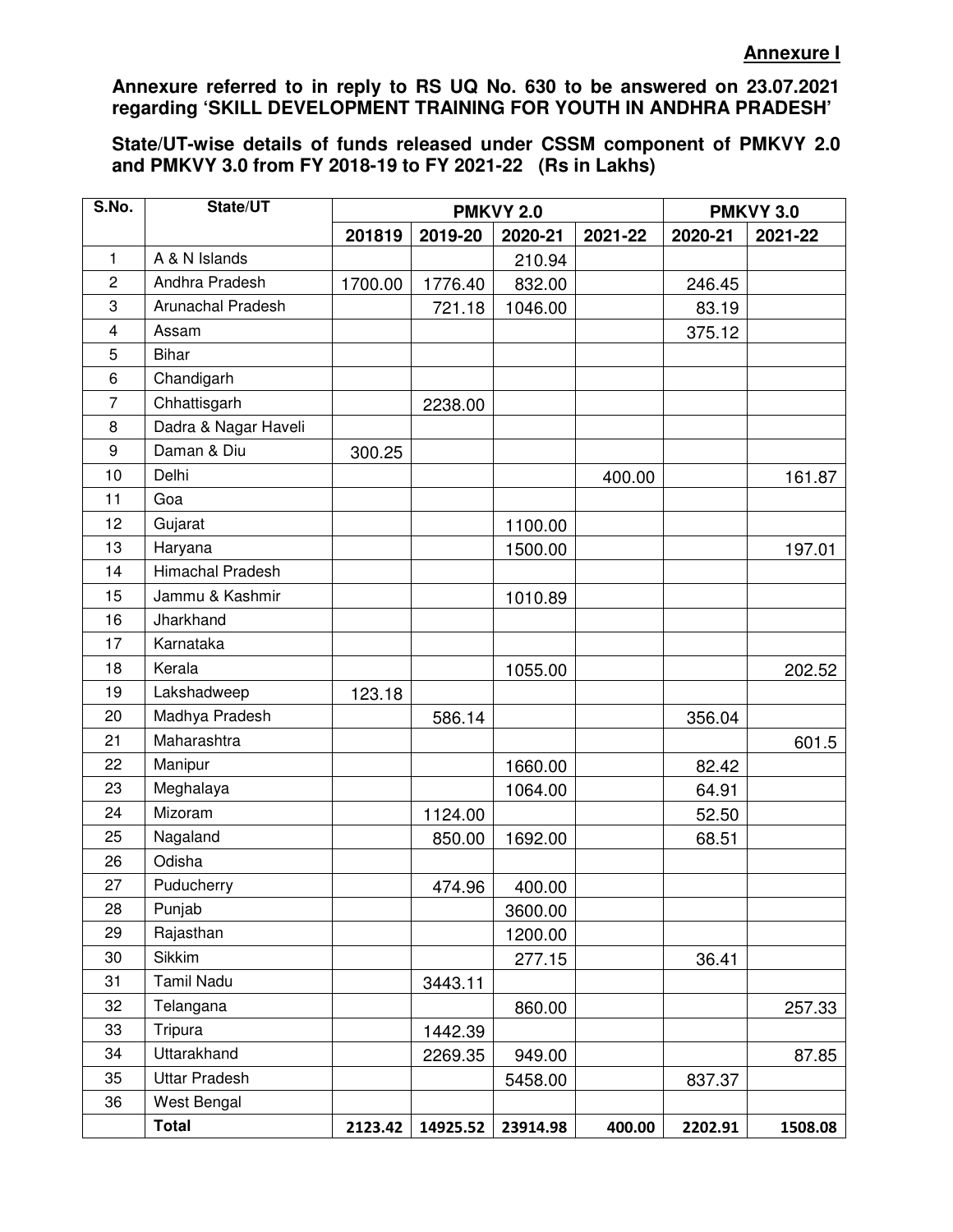**Annexure I**

**Annexure referred to in reply to RS UQ No. 630 to be answered on 23.07.2021 regarding 'SKILL DEVELOPMENT TRAINING FOR YOUTH IN ANDHRA PRADESH'**

**State/UT-wise details of funds released under CSSM component of PMKVY 2.0 and PMKVY 3.0 from FY 2018-19 to FY 2021-22 (Rs in Lakhs)**

| S.No. | State/UT | PMKVY 2.0 | | | | PMKVY 3.0 | |
|---|---|---|---|---|---|---|---|
| | | 201819 | 2019-20 | 2020-21 | 2021-22 | 2020-21 | 2021-22 |
| 1 | A & N Islands | | | 210.94 | | | |
| 2 | Andhra Pradesh | 1700.00 | 1776.40 | 832.00 | | 246.45 | |
| 3 | Arunachal Pradesh | | 721.18 | 1046.00 | | 83.19 | |
| 4 | Assam | | | | | 375.12 | |
| 5 | Bihar | | | | | | |
| 6 | Chandigarh | | | | | | |
| 7 | Chhattisgarh | | 2238.00 | | | | |
| 8 | Dadra & Nagar Haveli | | | | | | |
| 9 | Daman & Diu | 300.25 | | | | | |
| 10 | Delhi | | | | 400.00 | | 161.87 |
| 11 | Goa | | | | | | |
| 12 | Gujarat | | | 1100.00 | | | |
| 13 | Haryana | | | 1500.00 | | | 197.01 |
| 14 | Himachal Pradesh | | | | | | |
| 15 | Jammu & Kashmir | | | 1010.89 | | | |
| 16 | Jharkhand | | | | | | |
| 17 | Karnataka | | | | | | |
| 18 | Kerala | | | 1055.00 | | | 202.52 |
| 19 | Lakshadweep | 123.18 | | | | | |
| 20 | Madhya Pradesh | | 586.14 | | | 356.04 | |
| 21 | Maharashtra | | | | | | 601.5 |
| 22 | Manipur | | | 1660.00 | | 82.42 | |
| 23 | Meghalaya | | | 1064.00 | | 64.91 | |
| 24 | Mizoram | | 1124.00 | | | 52.50 | |
| 25 | Nagaland | | 850.00 | 1692.00 | | 68.51 | |
| 26 | Odisha | | | | | | |
| 27 | Puducherry | | 474.96 | 400.00 | | | |
| 28 | Punjab | | | 3600.00 | | | |
| 29 | Rajasthan | | | 1200.00 | | | |
| 30 | Sikkim | | | 277.15 | | 36.41 | |
| 31 | Tamil Nadu | | 3443.11 | | | | |
| 32 | Telangana | | | 860.00 | | | 257.33 |
| 33 | Tripura | | 1442.39 | | | | |
| 34 | Uttarakhand | | 2269.35 | 949.00 | | | 87.85 |
| 35 | Uttar Pradesh | | | 5458.00 | | 837.37 | |
| 36 | West Bengal | | | | | | |
| | **Total** | **2123.42** | **14925.52** | **23914.98** | **400.00** | **2202.91** | **1508.08** |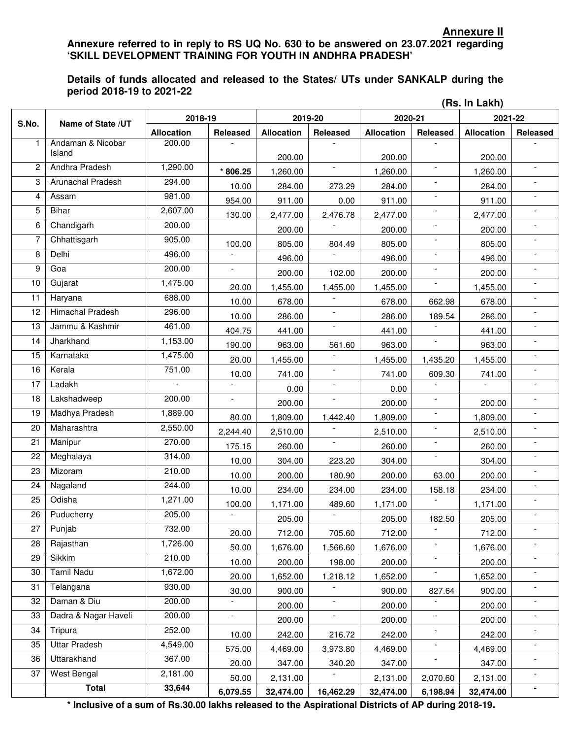**Annexure II**

**Annexure referred to in reply to RS UQ No. 630 to be answered on 23.07.2021 regarding 'SKILL DEVELOPMENT TRAINING FOR YOUTH IN ANDHRA PRADESH'**

**Details of funds allocated and released to the States/ UTs under SANKALP during the period 2018-19 to 2021-22**

**(Rs. In Lakh)**

| S.No. | Name of State /UT | 2018-19 | | 2019-20 | | 2020-21 | | 2021-22 | |
|---|---|---|---|---|---|---|---|---|---|
| | | Allocation | Released | Allocation | Released | Allocation | Released | Allocation | Released |
| 1 | Andaman & Nicobar Island | 200.00 | - | 200.00 | - | 200.00 | - | 200.00 | - |
| 2 | Andhra Pradesh | 1,290.00 | **\* 806.25** | 1,260.00 | - | 1,260.00 | - | 1,260.00 | - |
| 3 | Arunachal Pradesh | 294.00 | 10.00 | 284.00 | 273.29 | 284.00 | - | 284.00 | - |
| 4 | Assam | 981.00 | 954.00 | 911.00 | 0.00 | 911.00 | - | 911.00 | - |
| 5 | Bihar | 2,607.00 | 130.00 | 2,477.00 | 2,476.78 | 2,477.00 | - | 2,477.00 | - |
| 6 | Chandigarh | 200.00 | | 200.00 | - | 200.00 | - | 200.00 | - |
| 7 | Chhattisgarh | 905.00 | 100.00 | 805.00 | 804.49 | 805.00 | - | 805.00 | - |
| 8 | Delhi | 496.00 | - | 496.00 | - | 496.00 | - | 496.00 | - |
| 9 | Goa | 200.00 | - | 200.00 | 102.00 | 200.00 | - | 200.00 | - |
| 10 | Gujarat | 1,475.00 | 20.00 | 1,455.00 | 1,455.00 | 1,455.00 | - | 1,455.00 | - |
| 11 | Haryana | 688.00 | 10.00 | 678.00 | - | 678.00 | 662.98 | 678.00 | - |
| 12 | Himachal Pradesh | 296.00 | 10.00 | 286.00 | - | 286.00 | 189.54 | 286.00 | - |
| 13 | Jammu & Kashmir | 461.00 | 404.75 | 441.00 | - | 441.00 | - | 441.00 | - |
| 14 | Jharkhand | 1,153.00 | 190.00 | 963.00 | 561.60 | 963.00 | - | 963.00 | - |
| 15 | Karnataka | 1,475.00 | 20.00 | 1,455.00 | - | 1,455.00 | 1,435.20 | 1,455.00 | - |
| 16 | Kerala | 751.00 | 10.00 | 741.00 | - | 741.00 | 609.30 | 741.00 | - |
| 17 | Ladakh | - | - | 0.00 | - | 0.00 | - | - | - |
| 18 | Lakshadweep | 200.00 | - | 200.00 | - | 200.00 | - | 200.00 | - |
| 19 | Madhya Pradesh | 1,889.00 | 80.00 | 1,809.00 | 1,442.40 | 1,809.00 | - | 1,809.00 | - |
| 20 | Maharashtra | 2,550.00 | 2,244.40 | 2,510.00 | - | 2,510.00 | - | 2,510.00 | - |
| 21 | Manipur | 270.00 | 175.15 | 260.00 | - | 260.00 | - | 260.00 | - |
| 22 | Meghalaya | 314.00 | 10.00 | 304.00 | 223.20 | 304.00 | - | 304.00 | - |
| 23 | Mizoram | 210.00 | 10.00 | 200.00 | 180.90 | 200.00 | 63.00 | 200.00 | - |
| 24 | Nagaland | 244.00 | 10.00 | 234.00 | 234.00 | 234.00 | 158.18 | 234.00 | - |
| 25 | Odisha | 1,271.00 | 100.00 | 1,171.00 | 489.60 | 1,171.00 | - | 1,171.00 | - |
| 26 | Puducherry | 205.00 | - | 205.00 | - | 205.00 | 182.50 | 205.00 | - |
| 27 | Punjab | 732.00 | 20.00 | 712.00 | 705.60 | 712.00 | - | 712.00 | - |
| 28 | Rajasthan | 1,726.00 | 50.00 | 1,676.00 | 1,566.60 | 1,676.00 | - | 1,676.00 | - |
| 29 | Sikkim | 210.00 | 10.00 | 200.00 | 198.00 | 200.00 | - | 200.00 | - |
| 30 | Tamil Nadu | 1,672.00 | 20.00 | 1,652.00 | 1,218.12 | 1,652.00 | - | 1,652.00 | - |
| 31 | Telangana | 930.00 | 30.00 | 900.00 | - | 900.00 | 827.64 | 900.00 | - |
| 32 | Daman & Diu | 200.00 | - | 200.00 | - | 200.00 | - | 200.00 | - |
| 33 | Dadra & Nagar Haveli | 200.00 | - | 200.00 | - | 200.00 | - | 200.00 | - |
| 34 | Tripura | 252.00 | 10.00 | 242.00 | 216.72 | 242.00 | - | 242.00 | - |
| 35 | Uttar Pradesh | 4,549.00 | 575.00 | 4,469.00 | 3,973.80 | 4,469.00 | - | 4,469.00 | - |
| 36 | Uttarakhand | 367.00 | 20.00 | 347.00 | 340.20 | 347.00 | - | 347.00 | - |
| 37 | West Bengal | 2,181.00 | 50.00 | 2,131.00 | - | 2,131.00 | 2,070.60 | 2,131.00 | - |
| | **Total** | **33,644** | **6,079.55** | **32,474.00** | **16,462.29** | **32,474.00** | **6,198.94** | **32,474.00** | **-** |

**\* Inclusive of a sum of Rs.30.00 lakhs released to the Aspirational Districts of AP during 2018-19.**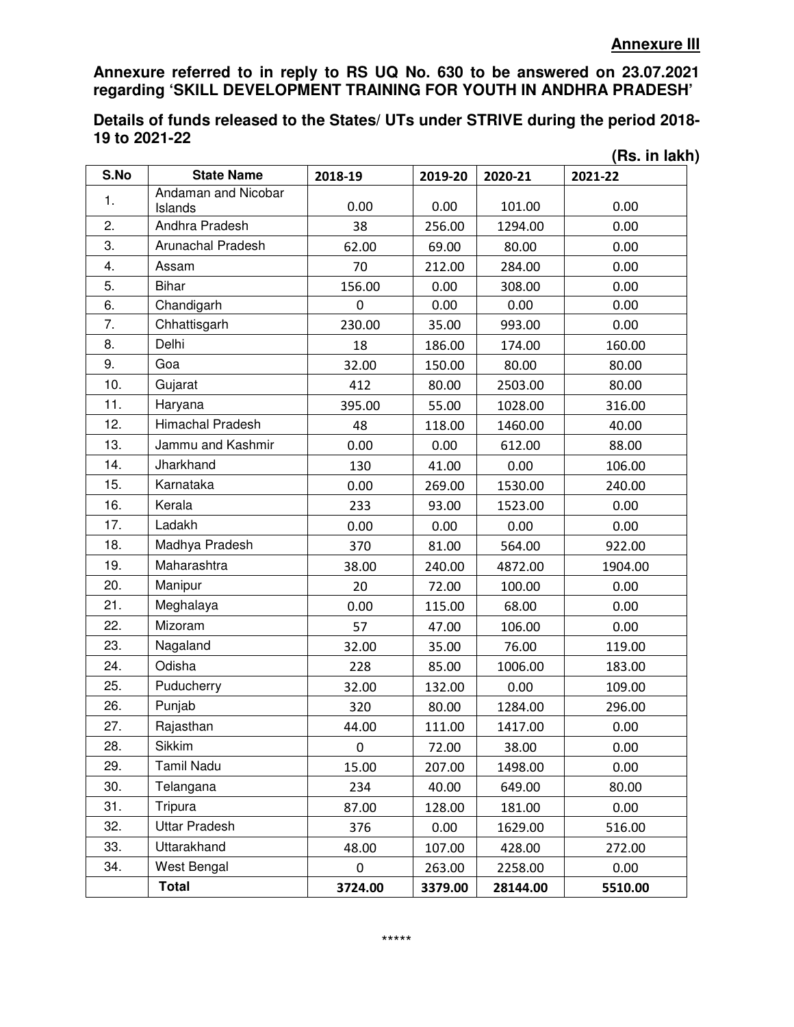**Annexure III**

**Annexure referred to in reply to RS UQ No. 630 to be answered on 23.07.2021 regarding 'SKILL DEVELOPMENT TRAINING FOR YOUTH IN ANDHRA PRADESH'**

**Details of funds released to the States/ UTs under STRIVE during the period 2018-19 to 2021-22**

**(Rs. in lakh)**

| S.No | State Name | 2018-19 | 2019-20 | 2020-21 | 2021-22 |
|---|---|---|---|---|---|
| 1. | Andaman and Nicobar Islands | 0.00 | 0.00 | 101.00 | 0.00 |
| 2. | Andhra Pradesh | 38 | 256.00 | 1294.00 | 0.00 |
| 3. | Arunachal Pradesh | 62.00 | 69.00 | 80.00 | 0.00 |
| 4. | Assam | 70 | 212.00 | 284.00 | 0.00 |
| 5. | Bihar | 156.00 | 0.00 | 308.00 | 0.00 |
| 6. | Chandigarh | 0 | 0.00 | 0.00 | 0.00 |
| 7. | Chhattisgarh | 230.00 | 35.00 | 993.00 | 0.00 |
| 8. | Delhi | 18 | 186.00 | 174.00 | 160.00 |
| 9. | Goa | 32.00 | 150.00 | 80.00 | 80.00 |
| 10. | Gujarat | 412 | 80.00 | 2503.00 | 80.00 |
| 11. | Haryana | 395.00 | 55.00 | 1028.00 | 316.00 |
| 12. | Himachal Pradesh | 48 | 118.00 | 1460.00 | 40.00 |
| 13. | Jammu and Kashmir | 0.00 | 0.00 | 612.00 | 88.00 |
| 14. | Jharkhand | 130 | 41.00 | 0.00 | 106.00 |
| 15. | Karnataka | 0.00 | 269.00 | 1530.00 | 240.00 |
| 16. | Kerala | 233 | 93.00 | 1523.00 | 0.00 |
| 17. | Ladakh | 0.00 | 0.00 | 0.00 | 0.00 |
| 18. | Madhya Pradesh | 370 | 81.00 | 564.00 | 922.00 |
| 19. | Maharashtra | 38.00 | 240.00 | 4872.00 | 1904.00 |
| 20. | Manipur | 20 | 72.00 | 100.00 | 0.00 |
| 21. | Meghalaya | 0.00 | 115.00 | 68.00 | 0.00 |
| 22. | Mizoram | 57 | 47.00 | 106.00 | 0.00 |
| 23. | Nagaland | 32.00 | 35.00 | 76.00 | 119.00 |
| 24. | Odisha | 228 | 85.00 | 1006.00 | 183.00 |
| 25. | Puducherry | 32.00 | 132.00 | 0.00 | 109.00 |
| 26. | Punjab | 320 | 80.00 | 1284.00 | 296.00 |
| 27. | Rajasthan | 44.00 | 111.00 | 1417.00 | 0.00 |
| 28. | Sikkim | 0 | 72.00 | 38.00 | 0.00 |
| 29. | Tamil Nadu | 15.00 | 207.00 | 1498.00 | 0.00 |
| 30. | Telangana | 234 | 40.00 | 649.00 | 80.00 |
| 31. | Tripura | 87.00 | 128.00 | 181.00 | 0.00 |
| 32. | Uttar Pradesh | 376 | 0.00 | 1629.00 | 516.00 |
| 33. | Uttarakhand | 48.00 | 107.00 | 428.00 | 272.00 |
| 34. | West Bengal | 0 | 263.00 | 2258.00 | 0.00 |
| | **Total** | **3724.00** | **3379.00** | **28144.00** | **5510.00** |

*****